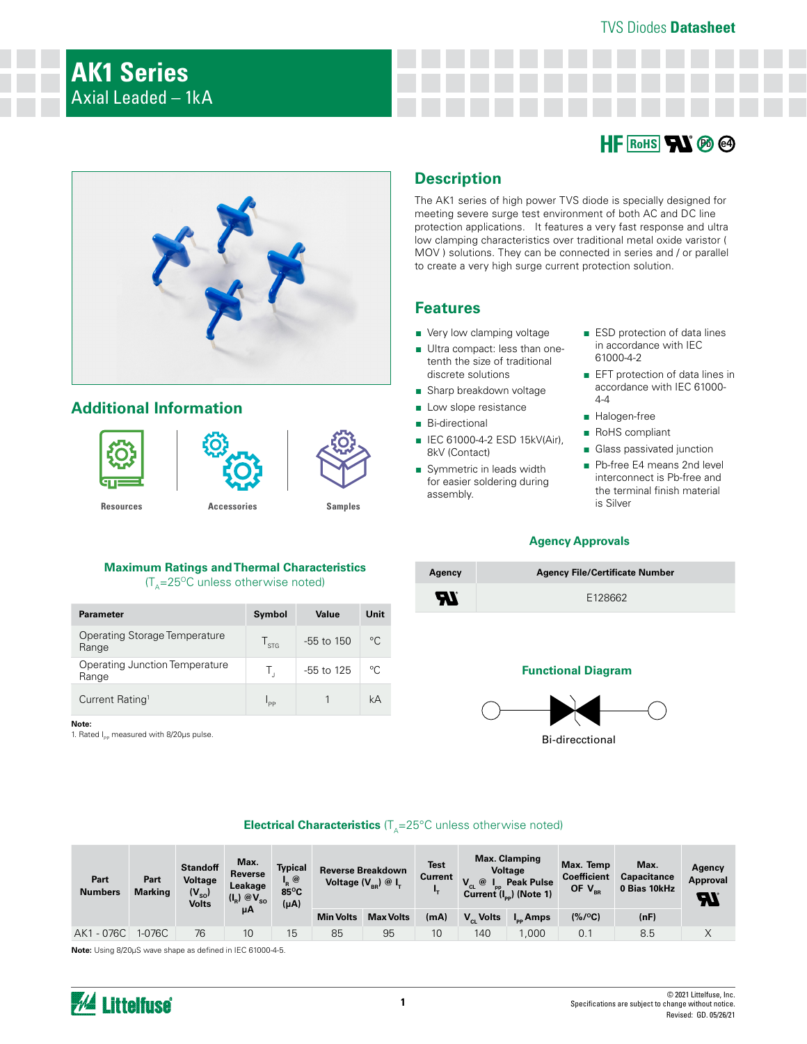# AK1 Series

Axial Leaded – 1kA

## Description

The AK1 series of high power TVS diode is specially designed for meeting severe surge test environment of both AC and DC line protection applications. It features a very fast response and ultra low clamping characteristics over traditional metal oxide varistor ( MOV ) solutions. They can be connected in series and / or parallel to create a very high surge current protection solution.

## Features

- Very low clamping voltage
- Ultra compact: less than one-tenth the size of traditional discrete solutions
- Sharp breakdown voltage
- Low slope resistance
- Bi-directional
- IEC 61000-4-2 ESD 15kV(Air), 8kV (Contact)
- Symmetric in leads width for easier soldering during assembly.
- ESD protection of data lines in accordance with IEC 61000-4-2
- EFT protection of data lines in accordance with IEC 61000-4-4
- Halogen-free
- RoHS compliant
- Glass passivated junction
- Pb-free E4 means 2nd level interconnect is Pb-free and the terminal finish material is Silver

## Additional Information

Resources | Accessories | Samples

## Agency Approvals

| Agency | Agency File/Certificate Number |
|---|---|
| UL | E128662 |

## Maximum Ratings and Thermal Characteristics

($T_A$=25°C unless otherwise noted)

| Parameter | Symbol | Value | Unit |
|---|---|---|---|
| Operating Storage Temperature Range | $T_{STG}$ | -55 to 150 | °C |
| Operating Junction Temperature Range | $T_J$ | -55 to 125 | °C |
| Current Rating[1] | $I_{PP}$ | 1 | kA |

**Note:**
1. Rated $I_{PP}$ measured with 8/20μs pulse.

## Functional Diagram

Bi-direcctional

## Electrical Characteristics ($T_A$=25°C unless otherwise noted)

| Part Numbers | Part Marking | Standoff Voltage ($V_{SO}$) Volts | Max. Reverse Leakage ($I_R$) @$V_{SO}$ μA | Typical $I_R$ @ 85°C (μA) | Reverse Breakdown Voltage ($V_{BR}$) @ $I_T$ | | Test Current $I_T$ | Max. Clamping Voltage $V_{CL}$ @ $I_{PP}$ Peak Pulse Current ($I_{PP}$) (Note 1) | | Max. Temp Coefficient OF $V_{BR}$ | Max. Capacitance 0 Bias 10kHz | Agency Approval UL |
|---|---|---|---|---|---|---|---|---|---|---|---|---|
| | | | | | Min Volts | Max Volts | (mA) | $V_{CL}$ Volts | $I_{PP}$ Amps | (%/°C) | (nF) | |
| AK1 - 076C | 1-076C | 76 | 10 | 15 | 85 | 95 | 10 | 140 | 1,000 | 0.1 | 8.5 | X |

**Note:** Using 8/20μS wave shape as defined in IEC 61000-4-5.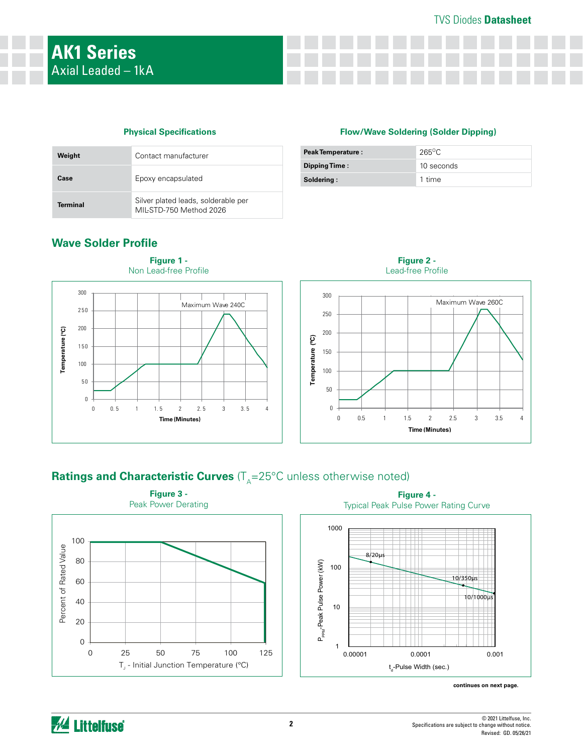## Physical Specifications

| | |
|---|---|
| **Weight** | Contact manufacturer |
| **Case** | Epoxy encapsulated |
| **Terminal** | Silver plated leads, solderable per MIL-STD-750 Method 2026 |

## Flow/Wave Soldering (Solder Dipping)

| | |
|---|---|
| **Peak Temperature :** | 265°C |
| **Dipping Time :** | 10 seconds |
| **Soldering :** | 1 time |

## Wave Solder Profile

**Figure 1 -** Non Lead-free Profile

**Figure 2 -** Lead-free Profile

## Ratings and Characteristic Curves ($T_A$=25°C unless otherwise noted)

**Figure 3 -** Peak Power Derating

**Figure 4 -** Typical Peak Pulse Power Rating Curve

**continues on next page.**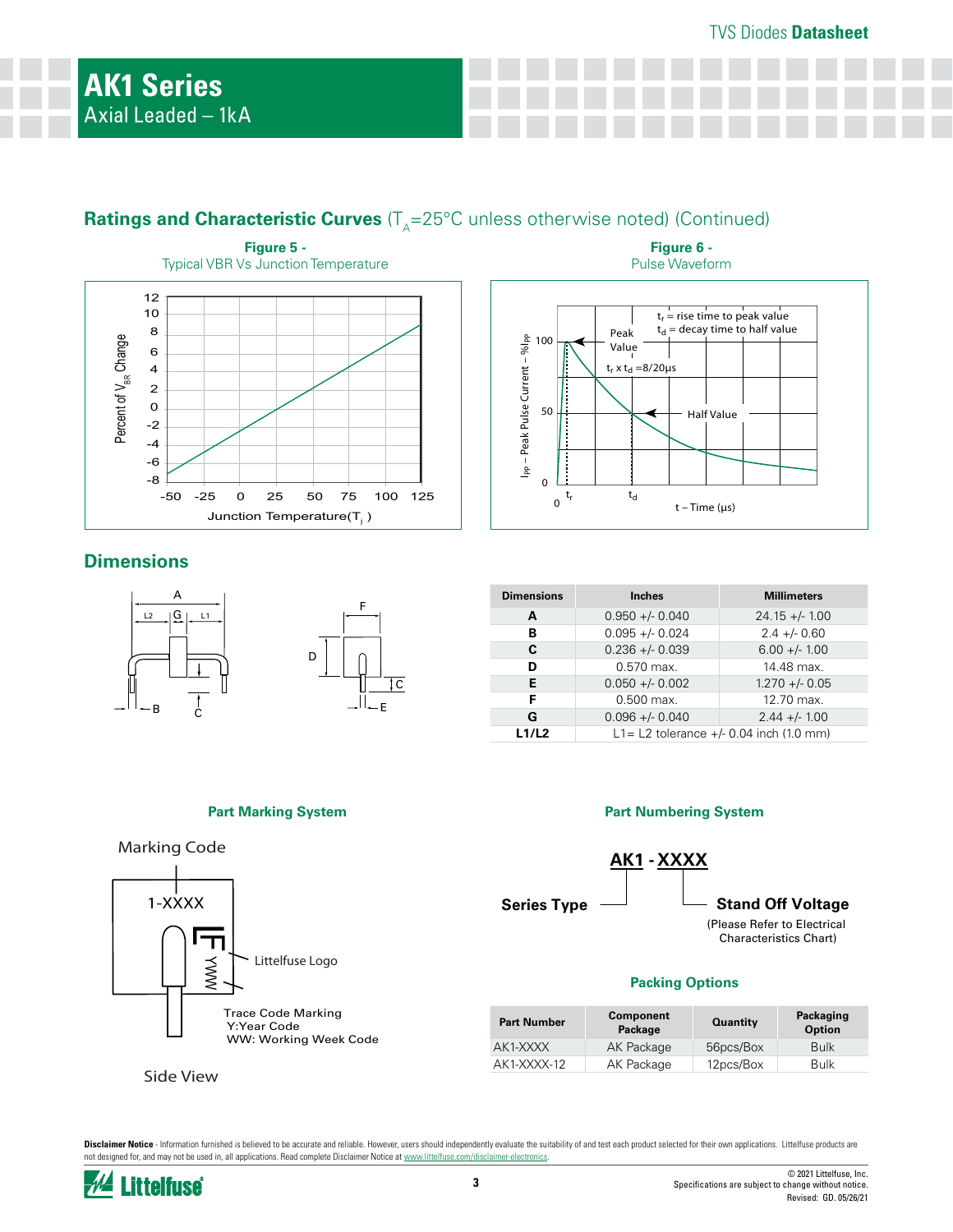# AK1 Series

Axial Leaded – 1kA

## Ratings and Characteristic Curves ($T_A$=25°C unless otherwise noted) (Continued)

**Figure 5 -**
Typical VBR Vs Junction Temperature

Percent of $V_{BR}$ Change
12
10
8
6
4
2
0
-2
-4
-6
-8
-50 -25 0 25 50 75 100 125
Junction Temperature($T_j$ )

**Figure 6 -**
Pulse Waveform

$t_r$ = rise time to peak value
$t_d$ = decay time to half value
Peak Value
$t_r$ x $t_d$ =8/20μs
Half Value
$I_{pp}$ – Peak Pulse Current – %$I_{pp}$
100
50
0
0
$t_r$
$t_d$
t – Time (μs)

## Dimensions

A, G, L2, L1, B, C, D, F, E, C

| Dimensions | Inches | Millimeters |
|---|---|---|
| A | 0.950 +/- 0.040 | 24.15 +/- 1.00 |
| B | 0.095 +/- 0.024 | 2.4 +/- 0.60 |
| C | 0.236 +/- 0.039 | 6.00 +/- 1.00 |
| D | 0.570 max. | 14.48 max. |
| E | 0.050 +/- 0.002 | 1.270 +/- 0.05 |
| F | 0.500 max. | 12.70 max. |
| G | 0.096 +/- 0.040 | 2.44 +/- 1.00 |
| L1/L2 | L1= L2 tolerance +/- 0.04 inch (1.0 mm) | |

### Part Marking System

Marking Code

1-XXXX

YWW

Littelfuse Logo

Trace Code Marking
Y:Year Code
WW: Working Week Code

Side View

### Part Numbering System

**AK1 - XXXX**

**Series Type**

**Stand Off Voltage**
(Please Refer to Electrical Characteristics Chart)

### Packing Options

| Part Number | Component Package | Quantity | Packaging Option |
|---|---|---|---|
| AK1-XXXX | AK Package | 56pcs/Box | Bulk |
| AK1-XXXX-12 | AK Package | 12pcs/Box | Bulk |

**Disclaimer Notice** - Information furnished is believed to be accurate and reliable. However, users should independently evaluate the suitability of and test each product selected for their own applications. Littelfuse products are not designed for, and may not be used in, all applications. Read complete Disclaimer Notice at www.littelfuse.com/disclaimer-electronics.

© 2021 Littelfuse, Inc.
Specifications are subject to change without notice.
Revised: GD. 05/26/21